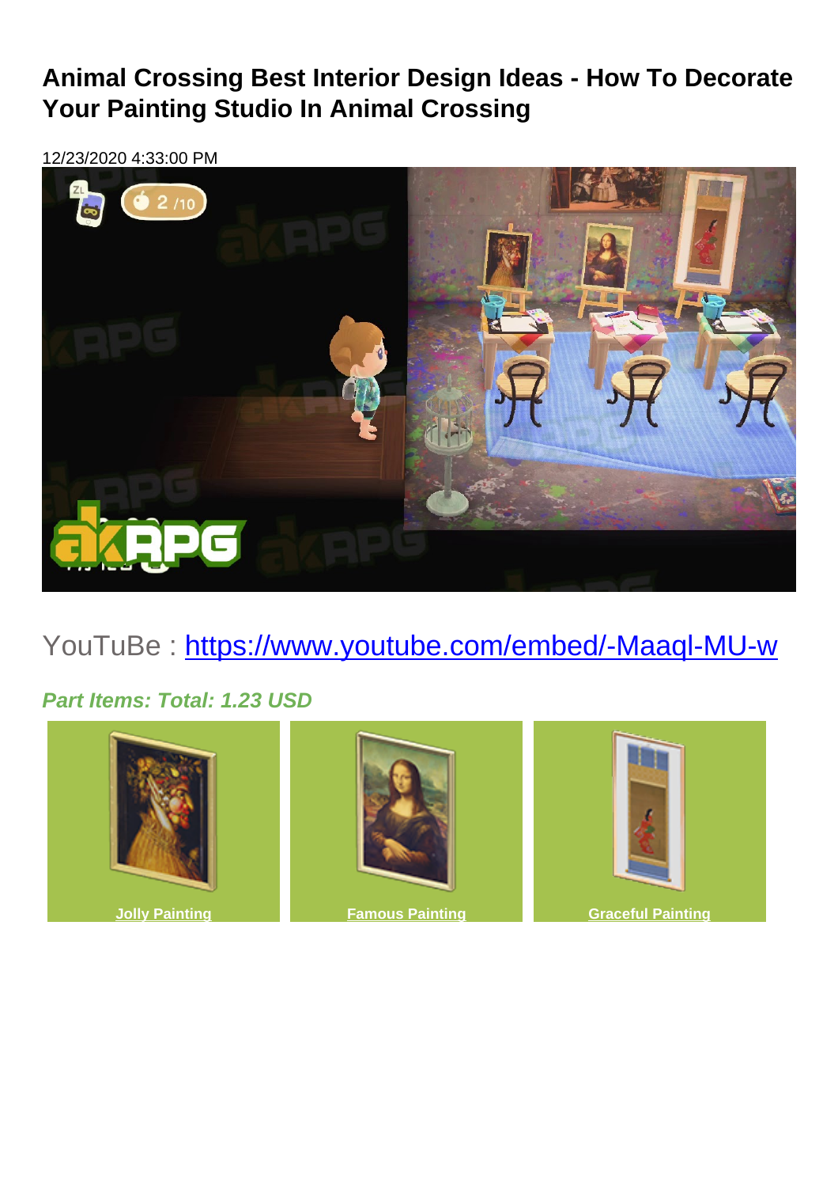# Animal Crossing Best Interior Design Ideas - How To Decorate Your Painting Studio In Animal Crossing

12/23/2020 4:33:00 PM

YouTuBe : [https://www.youtube.com/embed/-Maaql-MU-w](https://www.youtube.com/embed/-Maaql-MU-w)

***Part Items: Total: 1.23 USD***

**Jolly Painting**

**Famous Painting**

**Graceful Painting**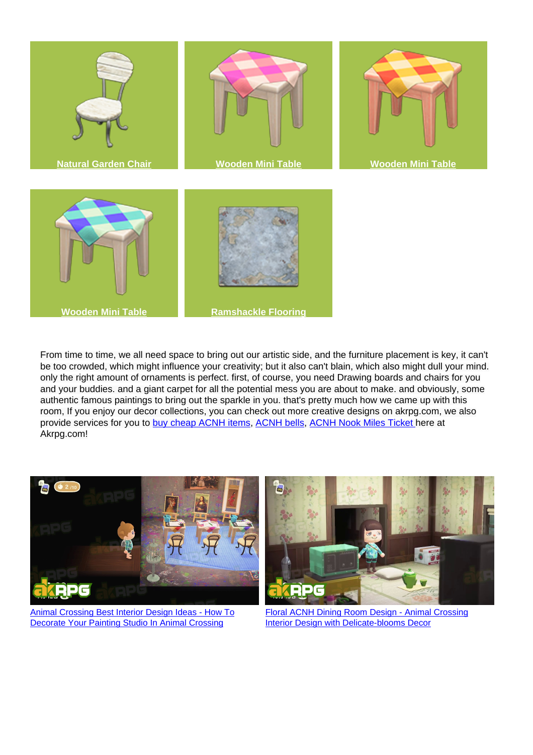Natural Garden Chair

Wooden Mini Table

Wooden Mini Table

Wooden Mini Table

Ramshackle Flooring

From time to time, we all need space to bring out our artistic side, and the furniture placement is key, it can't be too crowded, which might influence your creativity; but it also can't blain, which also might dull your mind. only the right amount of ornaments is perfect. first, of course, you need Drawing boards and chairs for you and your buddies. and a giant carpet for all the potential mess you are about to make. and obviously, some authentic famous paintings to bring out the sparkle in you. that's pretty much how we came up with this room, If you enjoy our decor collections, you can check out more creative designs on akrpg.com, we also provide services for you to buy cheap ACNH items, ACNH bells, ACNH Nook Miles Ticket here at Akrpg.com!

Animal Crossing Best Interior Design Ideas - How To Decorate Your Painting Studio In Animal Crossing

Floral ACNH Dining Room Design - Animal Crossing Interior Design with Delicate-blooms Decor